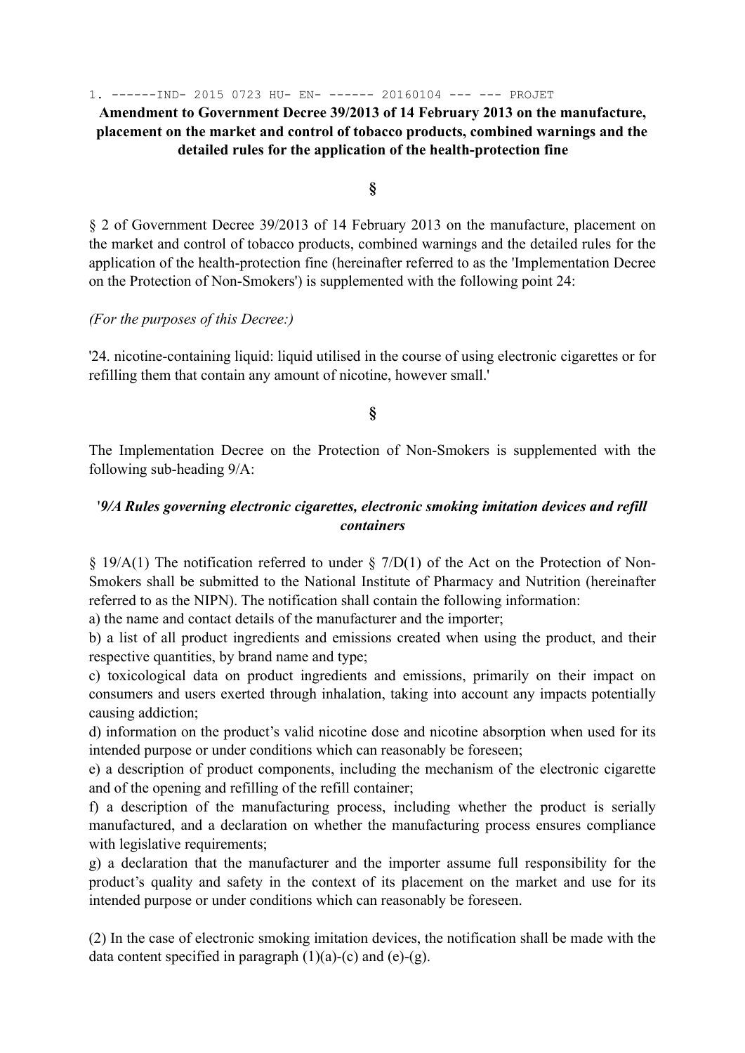1. ------IND- 2015 0723 HU- EN- ------ 20160104 --- --- PROJET

**Amendment to Government Decree 39/2013 of 14 February 2013 on the manufacture, placement on the market and control of tobacco products, combined warnings and the detailed rules for the application of the health-protection fine**

**§**

§ 2 of Government Decree 39/2013 of 14 February 2013 on the manufacture, placement on the market and control of tobacco products, combined warnings and the detailed rules for the application of the health-protection fine (hereinafter referred to as the 'Implementation Decree on the Protection of Non-Smokers') is supplemented with the following point 24:

*(For the purposes of this Decree:)*

'24. nicotine-containing liquid: liquid utilised in the course of using electronic cigarettes or for refilling them that contain any amount of nicotine, however small.'

**§**

The Implementation Decree on the Protection of Non-Smokers is supplemented with the following sub-heading 9/A:

'***9/A Rules governing electronic cigarettes, electronic smoking imitation devices and refill containers***

§ 19/A(1) The notification referred to under § 7/D(1) of the Act on the Protection of Non-Smokers shall be submitted to the National Institute of Pharmacy and Nutrition (hereinafter referred to as the NIPN). The notification shall contain the following information:

a) the name and contact details of the manufacturer and the importer;

b) a list of all product ingredients and emissions created when using the product, and their respective quantities, by brand name and type;

c) toxicological data on product ingredients and emissions, primarily on their impact on consumers and users exerted through inhalation, taking into account any impacts potentially causing addiction;

d) information on the product's valid nicotine dose and nicotine absorption when used for its intended purpose or under conditions which can reasonably be foreseen;

e) a description of product components, including the mechanism of the electronic cigarette and of the opening and refilling of the refill container;

f) a description of the manufacturing process, including whether the product is serially manufactured, and a declaration on whether the manufacturing process ensures compliance with legislative requirements;

g) a declaration that the manufacturer and the importer assume full responsibility for the product's quality and safety in the context of its placement on the market and use for its intended purpose or under conditions which can reasonably be foreseen.

(2) In the case of electronic smoking imitation devices, the notification shall be made with the data content specified in paragraph (1)(a)-(c) and (e)-(g).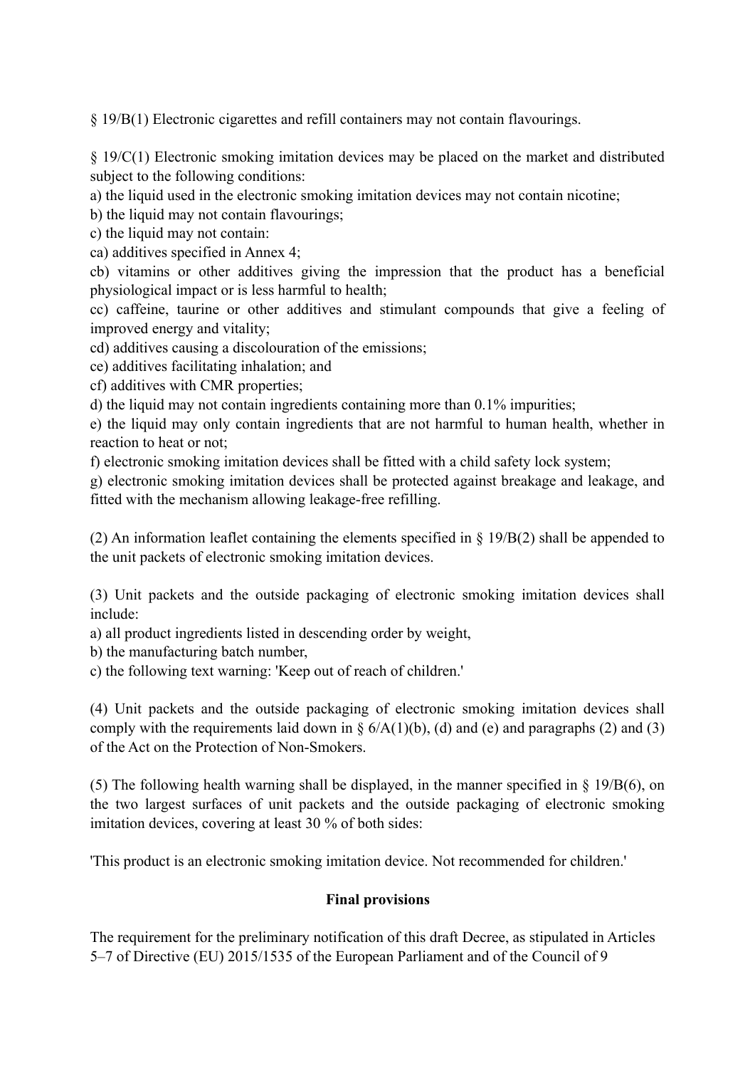§ 19/B(1) Electronic cigarettes and refill containers may not contain flavourings.

§ 19/C(1) Electronic smoking imitation devices may be placed on the market and distributed subject to the following conditions:

a) the liquid used in the electronic smoking imitation devices may not contain nicotine;

b) the liquid may not contain flavourings;

c) the liquid may not contain:

ca) additives specified in Annex 4;

cb) vitamins or other additives giving the impression that the product has a beneficial physiological impact or is less harmful to health;

cc) caffeine, taurine or other additives and stimulant compounds that give a feeling of improved energy and vitality;

cd) additives causing a discolouration of the emissions;

ce) additives facilitating inhalation; and

cf) additives with CMR properties;

d) the liquid may not contain ingredients containing more than 0.1% impurities;

e) the liquid may only contain ingredients that are not harmful to human health, whether in reaction to heat or not;

f) electronic smoking imitation devices shall be fitted with a child safety lock system;

g) electronic smoking imitation devices shall be protected against breakage and leakage, and fitted with the mechanism allowing leakage-free refilling.

(2) An information leaflet containing the elements specified in § 19/B(2) shall be appended to the unit packets of electronic smoking imitation devices.

(3) Unit packets and the outside packaging of electronic smoking imitation devices shall include:

a) all product ingredients listed in descending order by weight,

b) the manufacturing batch number,

c) the following text warning: 'Keep out of reach of children.'

(4) Unit packets and the outside packaging of electronic smoking imitation devices shall comply with the requirements laid down in § 6/A(1)(b), (d) and (e) and paragraphs (2) and (3) of the Act on the Protection of Non-Smokers.

(5) The following health warning shall be displayed, in the manner specified in § 19/B(6), on the two largest surfaces of unit packets and the outside packaging of electronic smoking imitation devices, covering at least 30 % of both sides:

'This product is an electronic smoking imitation device. Not recommended for children.'

**Final provisions**

The requirement for the preliminary notification of this draft Decree, as stipulated in Articles 5–7 of Directive (EU) 2015/1535 of the European Parliament and of the Council of 9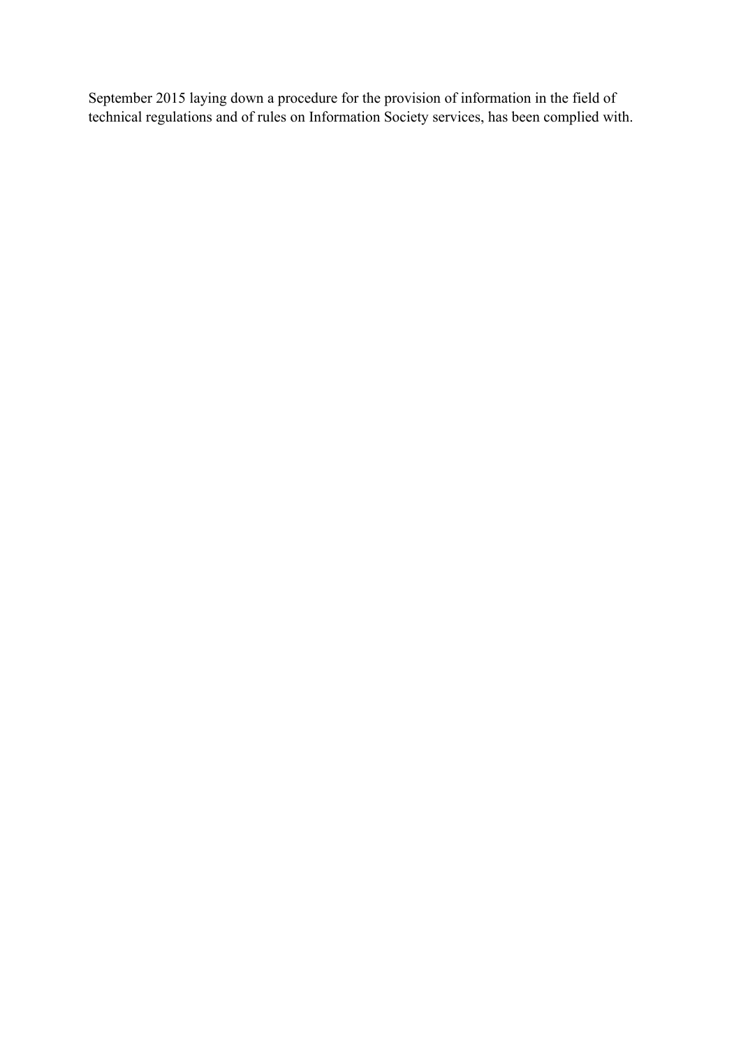September 2015 laying down a procedure for the provision of information in the field of technical regulations and of rules on Information Society services, has been complied with.